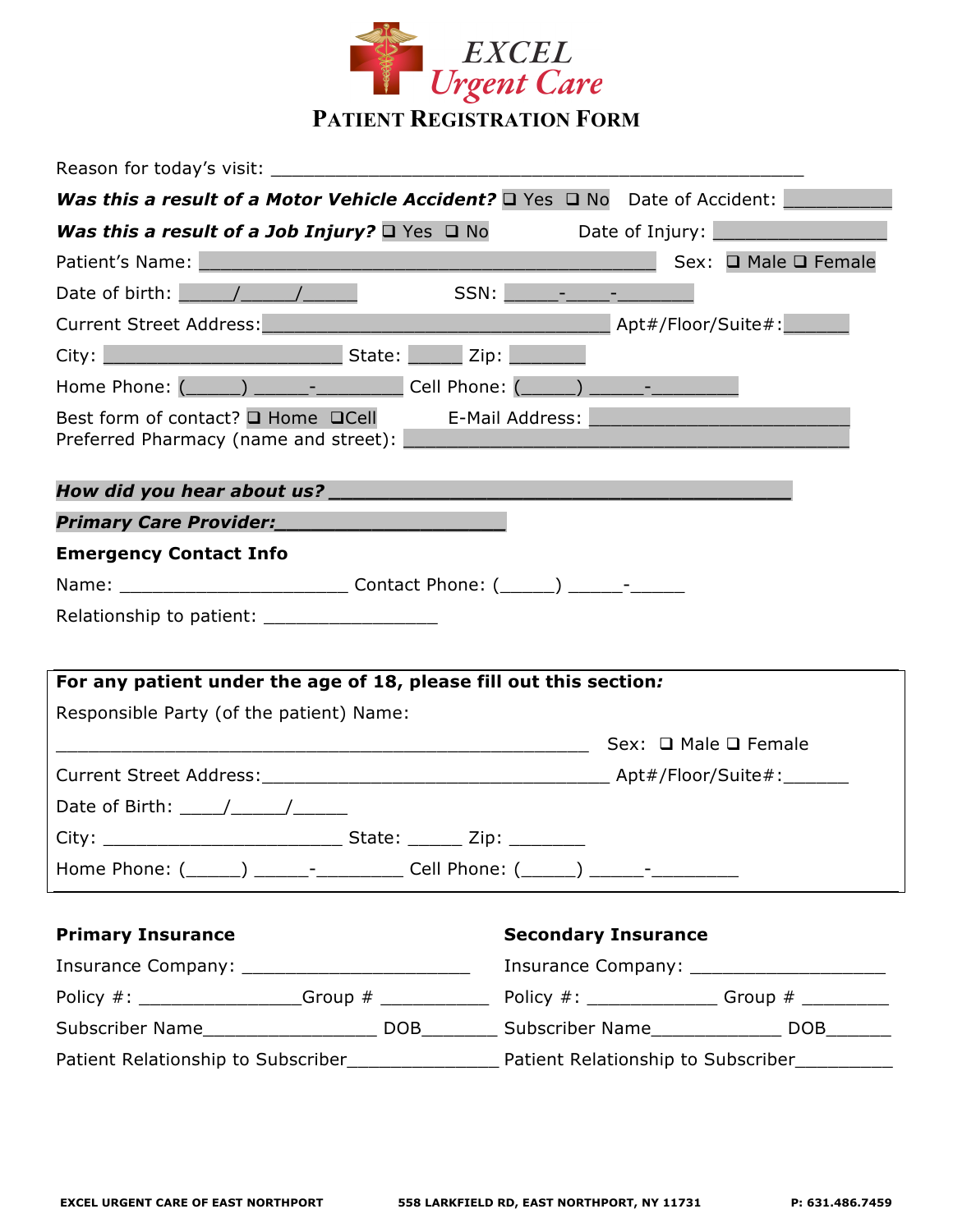# EXCEL Urgent Care

## PATIENT REGISTRATION FORM

Reason for today's visit: ____________________________________________________

***Was this a result of a Motor Vehicle Accident?*** ❑ Yes ❑ No Date of Accident: __________

***Was this a result of a Job Injury?*** ❑ Yes ❑ No Date of Injury: ________________

Patient's Name: ____________________________________________ Sex: ❑ Male ❑ Female

Date of birth: _____/_____/_____ SSN: _____-____-_______

Current Street Address:__________________________________ Apt#/Floor/Suite#:______

City: _______________________ State: _____ Zip: _______

Home Phone: (_____) _____-________ Cell Phone: (_____) _____-________

Best form of contact? ❑ Home ❑Cell E-Mail Address: _________________________

Preferred Pharmacy (name and street): ___________________________________________

***How did you hear about us? __________________________________________***

***Primary Care Provider:____________________***

**Emergency Contact Info**

Name: ______________________ Contact Phone: (_____) _____-_____

Relationship to patient: ________________

---

**For any patient under the age of 18, please fill out this section*:***

Responsible Party (of the patient) Name:

____________________________________________________ Sex: ❑ Male ❑ Female

Current Street Address:__________________________________ Apt#/Floor/Suite#:______

Date of Birth: ____/_____/_____

City: _______________________ State: _____ Zip: _______

Home Phone: (_____) _____-________ Cell Phone: (_____) _____-________

---

**Primary Insurance**

Insurance Company: ______________________

Policy #: _______________Group # __________

Subscriber Name_________________ DOB_______

Patient Relationship to Subscriber______________

**Secondary Insurance**

Insurance Company: ___________________

Policy #: ____________ Group # ________

Subscriber Name_____________ DOB______

Patient Relationship to Subscriber_________

EXCEL URGENT CARE OF EAST NORTHPORT 558 LARKFIELD RD, EAST NORTHPORT, NY 11731 P: 631.486.7459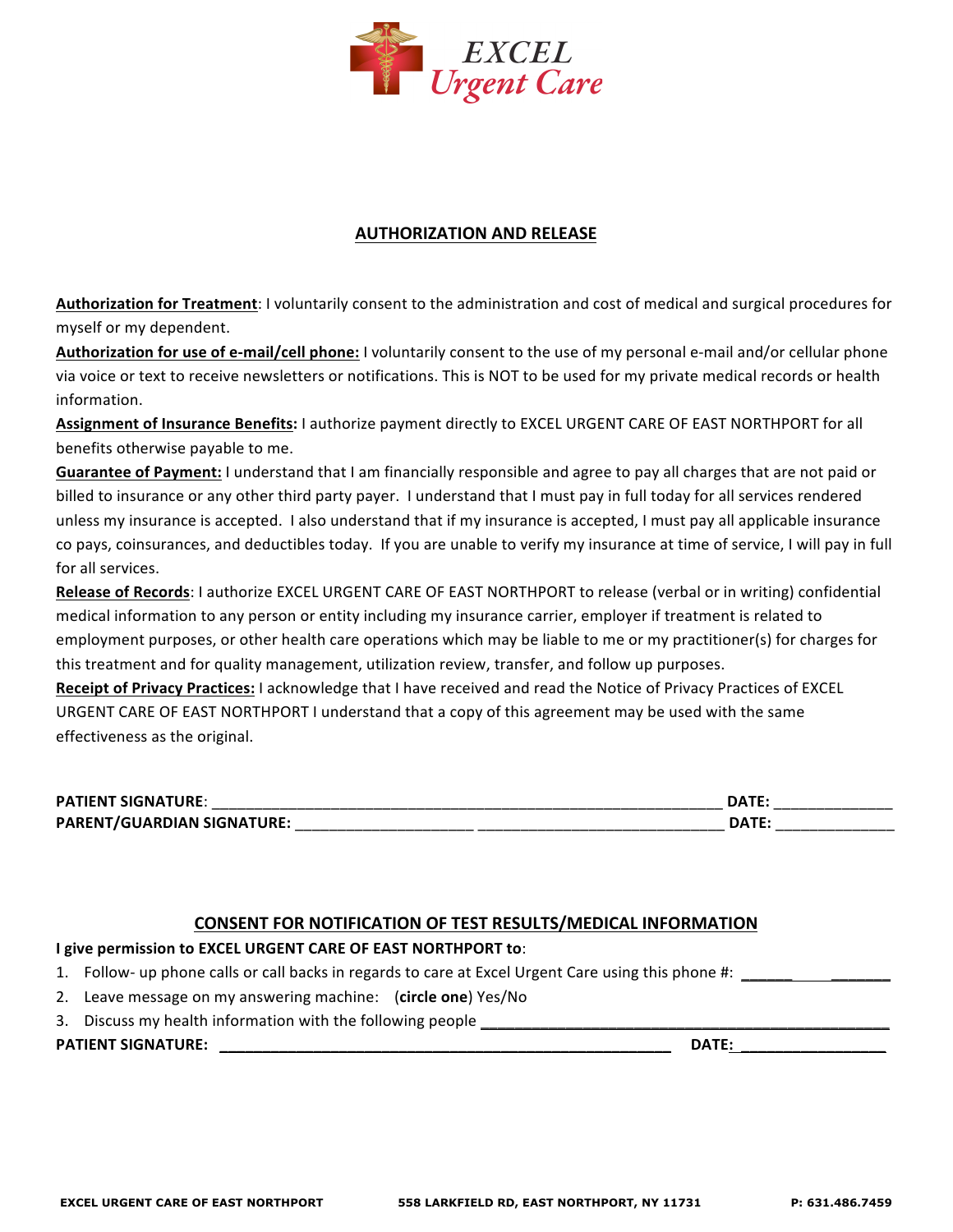EXCEL
Urgent Care

## AUTHORIZATION AND RELEASE

**Authorization for Treatment**: I voluntarily consent to the administration and cost of medical and surgical procedures for myself or my dependent.

**Authorization for use of e-mail/cell phone:** I voluntarily consent to the use of my personal e-mail and/or cellular phone via voice or text to receive newsletters or notifications. This is NOT to be used for my private medical records or health information.

**Assignment of Insurance Benefits:** I authorize payment directly to EXCEL URGENT CARE OF EAST NORTHPORT for all benefits otherwise payable to me.

**Guarantee of Payment:** I understand that I am financially responsible and agree to pay all charges that are not paid or billed to insurance or any other third party payer. I understand that I must pay in full today for all services rendered unless my insurance is accepted. I also understand that if my insurance is accepted, I must pay all applicable insurance co pays, coinsurances, and deductibles today. If you are unable to verify my insurance at time of service, I will pay in full for all services.

**Release of Records**: I authorize EXCEL URGENT CARE OF EAST NORTHPORT to release (verbal or in writing) confidential medical information to any person or entity including my insurance carrier, employer if treatment is related to employment purposes, or other health care operations which may be liable to me or my practitioner(s) for charges for this treatment and for quality management, utilization review, transfer, and follow up purposes.

**Receipt of Privacy Practices:** I acknowledge that I have received and read the Notice of Privacy Practices of EXCEL URGENT CARE OF EAST NORTHPORT I understand that a copy of this agreement may be used with the same effectiveness as the original.

**PATIENT SIGNATURE**: ______________________________________________________________ **DATE:** ______________

**PARENT/GUARDIAN SIGNATURE:** ______________________ ______________________________ **DATE:** ______________

## CONSENT FOR NOTIFICATION OF TEST RESULTS/MEDICAL INFORMATION

**I give permission to EXCEL URGENT CARE OF EAST NORTHPORT to**:

1. Follow- up phone calls or call backs in regards to care at Excel Urgent Care using this phone #: ______ _______
2. Leave message on my answering machine: (**circle one**) Yes/No
3. Discuss my health information with the following people __________________________________________________

**PATIENT SIGNATURE:** ________________________________________________________ **DATE:** __________________

EXCEL URGENT CARE OF EAST NORTHPORT 558 LARKFIELD RD, EAST NORTHPORT, NY 11731 P: 631.486.7459